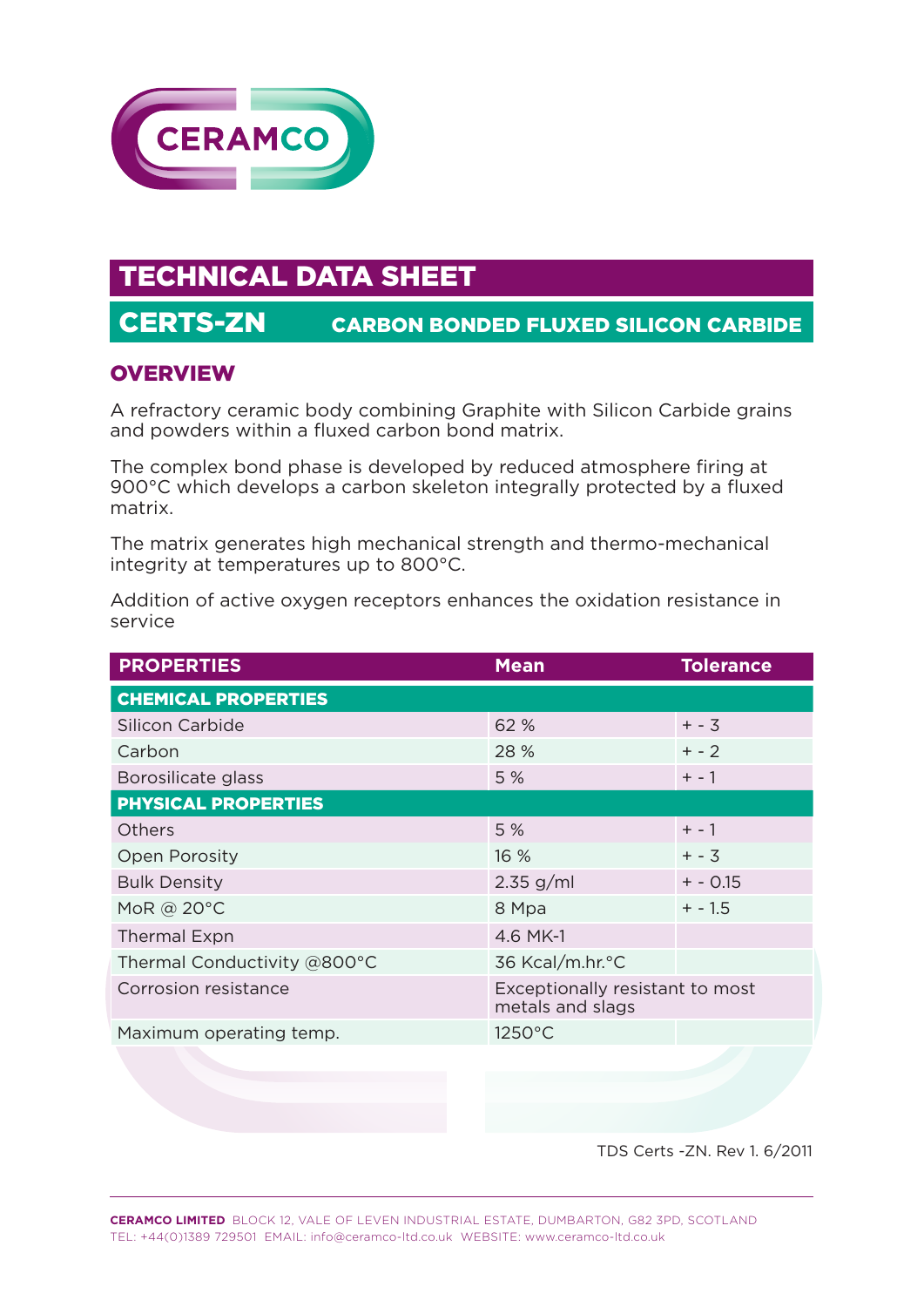CERAMCO

# TECHNICAL DATA SHEET

## CERTS-ZN CARBON BONDED FLUXED SILICON CARBIDE

### OVERVIEW

A refractory ceramic body combining Graphite with Silicon Carbide grains and powders within a fluxed carbon bond matrix.

The complex bond phase is developed by reduced atmosphere firing at 900°C which develops a carbon skeleton integrally protected by a fluxed matrix.

The matrix generates high mechanical strength and thermo-mechanical integrity at temperatures up to 800°C.

Addition of active oxygen receptors enhances the oxidation resistance in service

| PROPERTIES | Mean | Tolerance |
|---|---|---|
| **CHEMICAL PROPERTIES** | | |
| Silicon Carbide | 62 % | + - 3 |
| Carbon | 28 % | + - 2 |
| Borosilicate glass | 5 % | + - 1 |
| **PHYSICAL PROPERTIES** | | |
| Others | 5 % | + - 1 |
| Open Porosity | 16 % | + - 3 |
| Bulk Density | 2.35 g/ml | + - 0.15 |
| MoR @ 20°C | 8 Mpa | + - 1.5 |
| Thermal Expn | 4.6 MK-1 | |
| Thermal Conductivity @800°C | 36 Kcal/m.hr.°C | |
| Corrosion resistance | Exceptionally resistant to most metals and slags | |
| Maximum operating temp. | 1250°C | |

TDS Certs -ZN. Rev 1. 6/2011

**CERAMCO LIMITED** BLOCK 12, VALE OF LEVEN INDUSTRIAL ESTATE, DUMBARTON, G82 3PD, SCOTLAND
TEL: +44(0)1389 729501 EMAIL: info@ceramco-ltd.co.uk WEBSITE: www.ceramco-ltd.co.uk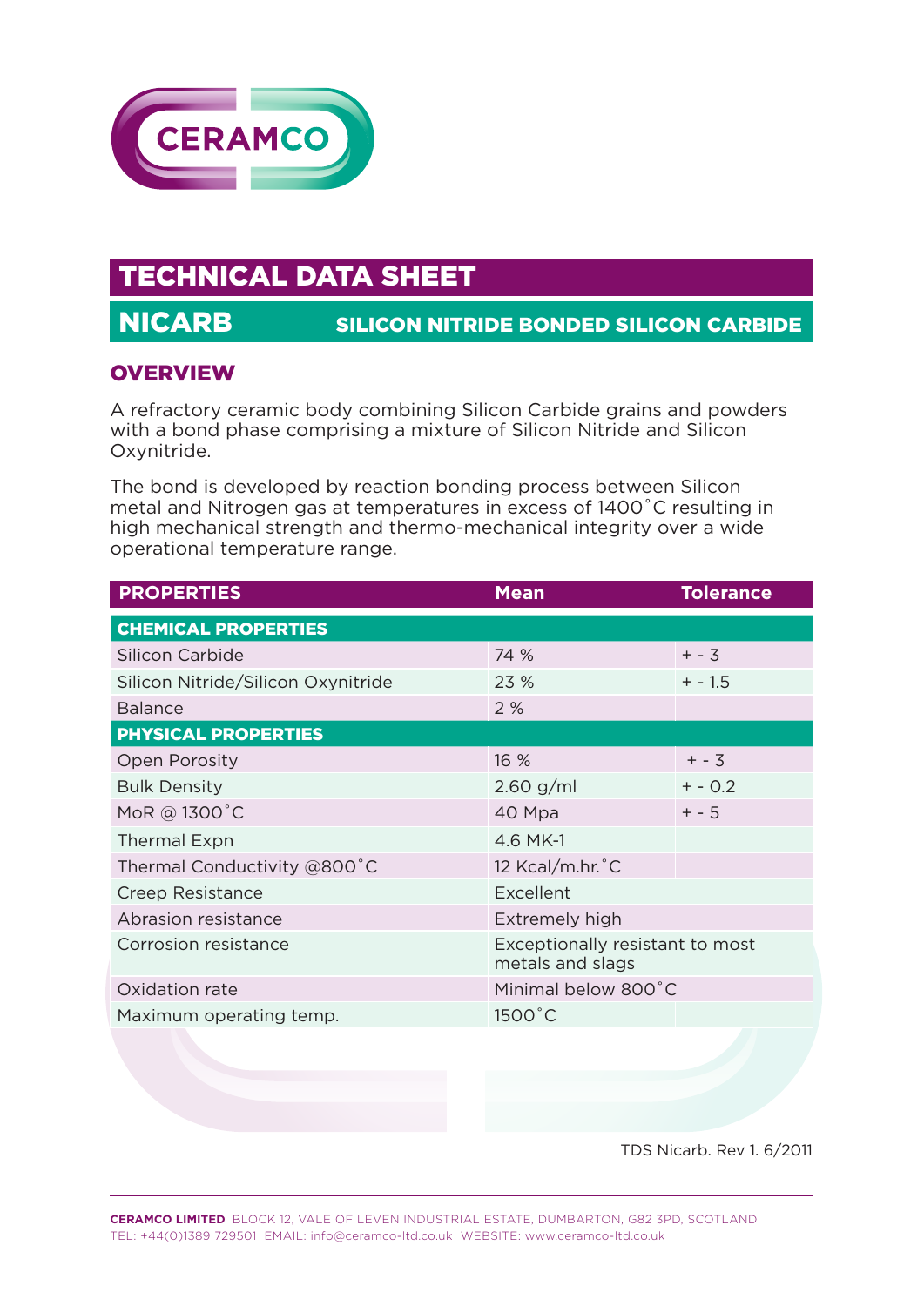CERAMCO

# TECHNICAL DATA SHEET

## NICARB — SILICON NITRIDE BONDED SILICON CARBIDE

### OVERVIEW

A refractory ceramic body combining Silicon Carbide grains and powders with a bond phase comprising a mixture of Silicon Nitride and Silicon Oxynitride.

The bond is developed by reaction bonding process between Silicon metal and Nitrogen gas at temperatures in excess of 1400˚C resulting in high mechanical strength and thermo-mechanical integrity over a wide operational temperature range.

| PROPERTIES | Mean | Tolerance |
|---|---|---|
| **CHEMICAL PROPERTIES** | | |
| Silicon Carbide | 74 % | + - 3 |
| Silicon Nitride/Silicon Oxynitride | 23 % | + - 1.5 |
| Balance | 2 % | |
| **PHYSICAL PROPERTIES** | | |
| Open Porosity | 16 % | + - 3 |
| Bulk Density | 2.60 g/ml | + - 0.2 |
| MoR @ 1300˚C | 40 Mpa | + - 5 |
| Thermal Expn | 4.6 MK-1 | |
| Thermal Conductivity @800˚C | 12 Kcal/m.hr.˚C | |
| Creep Resistance | Excellent | |
| Abrasion resistance | Extremely high | |
| Corrosion resistance | Exceptionally resistant to most metals and slags | |
| Oxidation rate | Minimal below 800˚C | |
| Maximum operating temp. | 1500˚C | |

TDS Nicarb. Rev 1. 6/2011

**CERAMCO LIMITED** BLOCK 12, VALE OF LEVEN INDUSTRIAL ESTATE, DUMBARTON, G82 3PD, SCOTLAND
TEL: +44(0)1389 729501 EMAIL: info@ceramco-ltd.co.uk WEBSITE: www.ceramco-ltd.co.uk